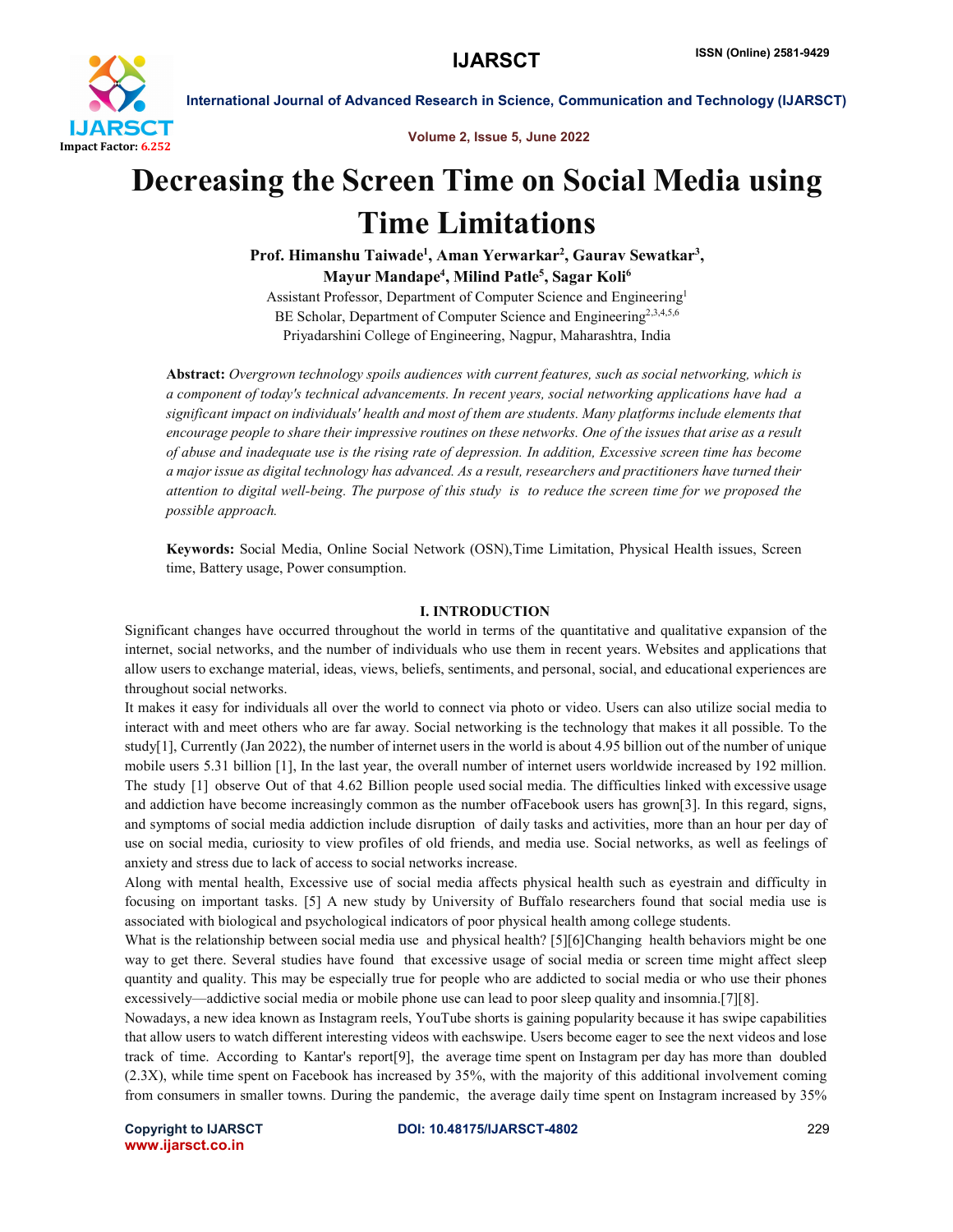# Decreasing the Screen Time on Social Media using Time Limitations

**Prof. Himanshu Taiwade[1], Aman Yerwarkar[2], Gaurav Sewatkar[3], Mayur Mandape[4], Milind Patle[5], Sagar Koli[6]**

Assistant Professor, Department of Computer Science and Engineering[1]
BE Scholar, Department of Computer Science and Engineering[2,3,4,5,6]
Priyadarshini College of Engineering, Nagpur, Maharashtra, India

**Abstract:** *Overgrown technology spoils audiences with current features, such as social networking, which is a component of today's technical advancements. In recent years, social networking applications have had a significant impact on individuals' health and most of them are students. Many platforms include elements that encourage people to share their impressive routines on these networks. One of the issues that arise as a result of abuse and inadequate use is the rising rate of depression. In addition, Excessive screen time has become a major issue as digital technology has advanced. As a result, researchers and practitioners have turned their attention to digital well-being. The purpose of this study is to reduce the screen time for we proposed the possible approach.*

**Keywords:** Social Media, Online Social Network (OSN),Time Limitation, Physical Health issues, Screen time, Battery usage, Power consumption.

## I. INTRODUCTION

Significant changes have occurred throughout the world in terms of the quantitative and qualitative expansion of the internet, social networks, and the number of individuals who use them in recent years. Websites and applications that allow users to exchange material, ideas, views, beliefs, sentiments, and personal, social, and educational experiences are throughout social networks.

It makes it easy for individuals all over the world to connect via photo or video. Users can also utilize social media to interact with and meet others who are far away. Social networking is the technology that makes it all possible. To the study[1], Currently (Jan 2022), the number of internet users in the world is about 4.95 billion out of the number of unique mobile users 5.31 billion [1], In the last year, the overall number of internet users worldwide increased by 192 million. The study [1] observe Out of that 4.62 Billion people used social media. The difficulties linked with excessive usage and addiction have become increasingly common as the number ofFacebook users has grown[3]. In this regard, signs, and symptoms of social media addiction include disruption of daily tasks and activities, more than an hour per day of use on social media, curiosity to view profiles of old friends, and media use. Social networks, as well as feelings of anxiety and stress due to lack of access to social networks increase.

Along with mental health, Excessive use of social media affects physical health such as eyestrain and difficulty in focusing on important tasks. [5] A new study by University of Buffalo researchers found that social media use is associated with biological and psychological indicators of poor physical health among college students.

What is the relationship between social media use and physical health? [5][6]Changing health behaviors might be one way to get there. Several studies have found that excessive usage of social media or screen time might affect sleep quantity and quality. This may be especially true for people who are addicted to social media or who use their phones excessively—addictive social media or mobile phone use can lead to poor sleep quality and insomnia.[7][8].

Nowadays, a new idea known as Instagram reels, YouTube shorts is gaining popularity because it has swipe capabilities that allow users to watch different interesting videos with eachswipe. Users become eager to see the next videos and lose track of time. According to Kantar's report[9], the average time spent on Instagram per day has more than doubled (2.3X), while time spent on Facebook has increased by 35%, with the majority of this additional involvement coming from consumers in smaller towns. During the pandemic, the average daily time spent on Instagram increased by 35%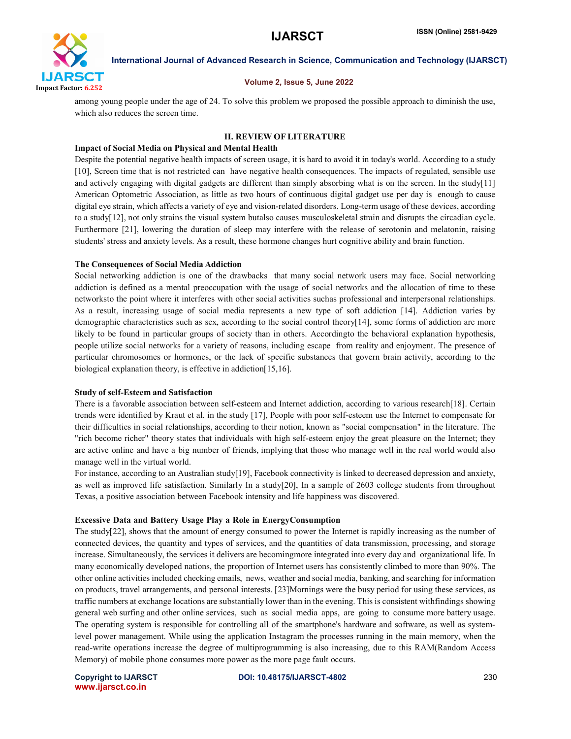among young people under the age of 24. To solve this problem we proposed the possible approach to diminish the use, which also reduces the screen time.

## II. REVIEW OF LITERATURE

### Impact of Social Media on Physical and Mental Health

Despite the potential negative health impacts of screen usage, it is hard to avoid it in today's world. According to a study [10], Screen time that is not restricted can have negative health consequences. The impacts of regulated, sensible use and actively engaging with digital gadgets are different than simply absorbing what is on the screen. In the study[11] American Optometric Association, as little as two hours of continuous digital gadget use per day is enough to cause digital eye strain, which affects a variety of eye and vision-related disorders. Long-term usage of these devices, according to a study[12], not only strains the visual system butalso causes musculoskeletal strain and disrupts the circadian cycle. Furthermore [21], lowering the duration of sleep may interfere with the release of serotonin and melatonin, raising students' stress and anxiety levels. As a result, these hormone changes hurt cognitive ability and brain function.

### The Consequences of Social Media Addiction

Social networking addiction is one of the drawbacks that many social network users may face. Social networking addiction is defined as a mental preoccupation with the usage of social networks and the allocation of time to these networksto the point where it interferes with other social activities suchas professional and interpersonal relationships. As a result, increasing usage of social media represents a new type of soft addiction [14]. Addiction varies by demographic characteristics such as sex, according to the social control theory[14], some forms of addiction are more likely to be found in particular groups of society than in others. Accordingto the behavioral explanation hypothesis, people utilize social networks for a variety of reasons, including escape from reality and enjoyment. The presence of particular chromosomes or hormones, or the lack of specific substances that govern brain activity, according to the biological explanation theory, is effective in addiction[15,16].

### Study of self-Esteem and Satisfaction

There is a favorable association between self-esteem and Internet addiction, according to various research[18]. Certain trends were identified by Kraut et al. in the study [17], People with poor self-esteem use the Internet to compensate for their difficulties in social relationships, according to their notion, known as "social compensation" in the literature. The "rich become richer" theory states that individuals with high self-esteem enjoy the great pleasure on the Internet; they are active online and have a big number of friends, implying that those who manage well in the real world would also manage well in the virtual world.

For instance, according to an Australian study[19], Facebook connectivity is linked to decreased depression and anxiety, as well as improved life satisfaction. Similarly In a study[20], In a sample of 2603 college students from throughout Texas, a positive association between Facebook intensity and life happiness was discovered.

### Excessive Data and Battery Usage Play a Role in EnergyConsumption

The study[22], shows that the amount of energy consumed to power the Internet is rapidly increasing as the number of connected devices, the quantity and types of services, and the quantities of data transmission, processing, and storage increase. Simultaneously, the services it delivers are becomingmore integrated into every day and organizational life. In many economically developed nations, the proportion of Internet users has consistently climbed to more than 90%. The other online activities included checking emails, news, weather and social media, banking, and searching for information on products, travel arrangements, and personal interests. [23]Mornings were the busy period for using these services, as traffic numbers at exchange locations are substantially lower than in the evening. This is consistent withfindings showing general web surfing and other online services, such as social media apps, are going to consume more battery usage. The operating system is responsible for controlling all of the smartphone's hardware and software, as well as system-level power management. While using the application Instagram the processes running in the main memory, when the read-write operations increase the degree of multiprogramming is also increasing, due to this RAM(Random Access Memory) of mobile phone consumes more power as the more page fault occurs.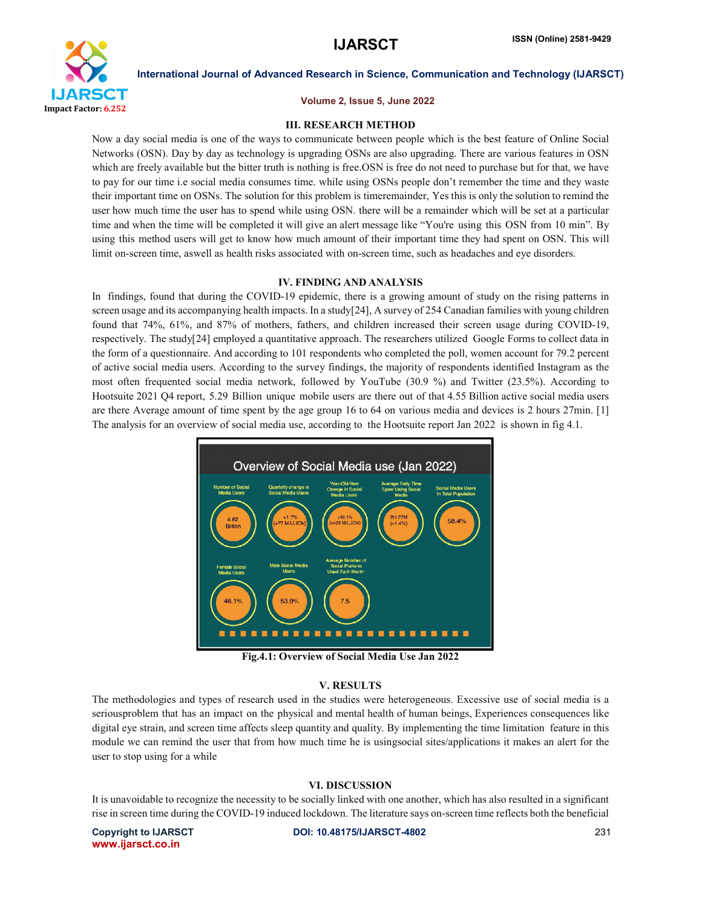## III. RESEARCH METHOD

Now a day social media is one of the ways to communicate between people which is the best feature of Online Social Networks (OSN). Day by day as technology is upgrading OSNs are also upgrading. There are various features in OSN which are freely available but the bitter truth is nothing is free.OSN is free do not need to purchase but for that, we have to pay for our time i.e social media consumes time. while using OSNs people don't remember the time and they waste their important time on OSNs. The solution for this problem is timeremainder, Yes this is only the solution to remind the user how much time the user has to spend while using OSN. there will be a remainder which will be set at a particular time and when the time will be completed it will give an alert message like "You're using this OSN from 10 min". By using this method users will get to know how much amount of their important time they had spent on OSN. This will limit on-screen time, aswell as health risks associated with on-screen time, such as headaches and eye disorders.

## IV. FINDING AND ANALYSIS

In findings, found that during the COVID-19 epidemic, there is a growing amount of study on the rising patterns in screen usage and its accompanying health impacts. In a study[24], A survey of 254 Canadian families with young children found that 74%, 61%, and 87% of mothers, fathers, and children increased their screen usage during COVID-19, respectively. The study[24] employed a quantitative approach. The researchers utilized Google Forms to collect data in the form of a questionnaire. And according to 101 respondents who completed the poll, women account for 79.2 percent of active social media users. According to the survey findings, the majority of respondents identified Instagram as the most often frequented social media network, followed by YouTube (30.9 %) and Twitter (23.5%). According to Hootsuite 2021 Q4 report, 5.29 Billion unique mobile users are there out of that 4.55 Billion active social media users are there Average amount of time spent by the age group 16 to 64 on various media and devices is 2 hours 27min. [1] The analysis for an overview of social media use, according to the Hootsuite report Jan 2022 is shown in fig 4.1.

**Overview of Social Media use (Jan 2022)**

| Number of Social Media Users | Quarterly change in Social Media Users | Year-ON-Year Change in Social Media Users | Average Daily Time Spent Using Social Media | Social Media Users In Total Population |
|---|---|---|---|---|
| 4.62 Billion | +1.7% (+77 MILLION) | +10.1% (+424 MILLION) | 2H 27M (-1.4%) | 58.4% |

| Female Social Media Users | Male Social Media Users | Average Number of Social Platform Used Each Month |
|---|---|---|
| 46.1% | 53.9% | 7.5 |

**Fig.4.1: Overview of Social Media Use Jan 2022**

## V. RESULTS

The methodologies and types of research used in the studies were heterogeneous. Excessive use of social media is a seriousproblem that has an impact on the physical and mental health of human beings, Experiences consequences like digital eye strain, and screen time affects sleep quantity and quality. By implementing the time limitation feature in this module we can remind the user that from how much time he is usingsocial sites/applications it makes an alert for the user to stop using for a while

## VI. DISCUSSION

It is unavoidable to recognize the necessity to be socially linked with one another, which has also resulted in a significant rise in screen time during the COVID-19 induced lockdown. The literature says on-screen time reflects both the beneficial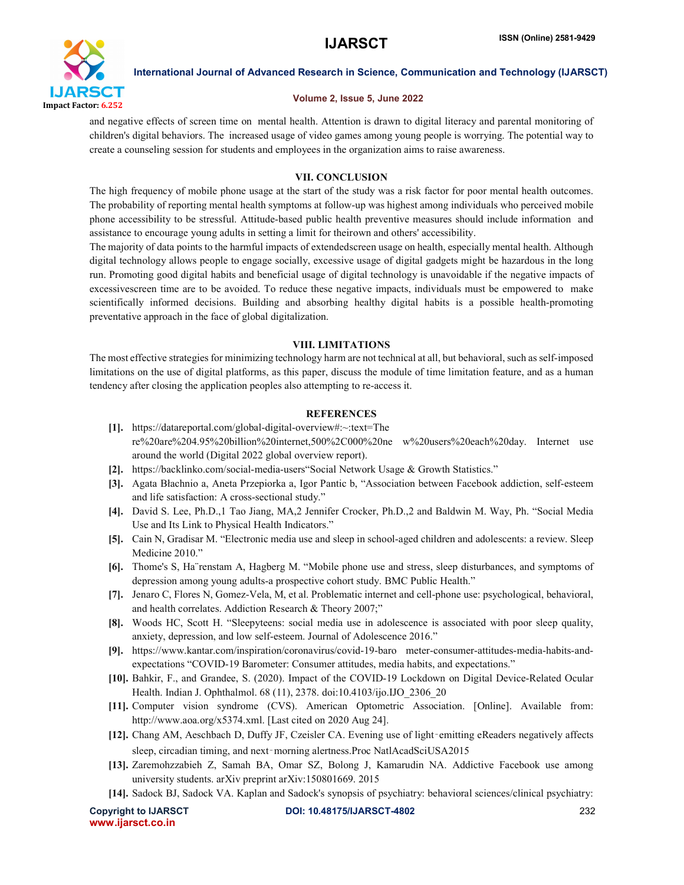and negative effects of screen time on mental health. Attention is drawn to digital literacy and parental monitoring of children's digital behaviors. The increased usage of video games among young people is worrying. The potential way to create a counseling session for students and employees in the organization aims to raise awareness.

## VII. CONCLUSION

The high frequency of mobile phone usage at the start of the study was a risk factor for poor mental health outcomes. The probability of reporting mental health symptoms at follow-up was highest among individuals who perceived mobile phone accessibility to be stressful. Attitude-based public health preventive measures should include information and assistance to encourage young adults in setting a limit for theirown and others' accessibility.

The majority of data points to the harmful impacts of extendedscreen usage on health, especially mental health. Although digital technology allows people to engage socially, excessive usage of digital gadgets might be hazardous in the long run. Promoting good digital habits and beneficial usage of digital technology is unavoidable if the negative impacts of excessivescreen time are to be avoided. To reduce these negative impacts, individuals must be empowered to make scientifically informed decisions. Building and absorbing healthy digital habits is a possible health-promoting preventative approach in the face of global digitalization.

## VIII. LIMITATIONS

The most effective strategies for minimizing technology harm are not technical at all, but behavioral, such as self-imposed limitations on the use of digital platforms, as this paper, discuss the module of time limitation feature, and as a human tendency after closing the application peoples also attempting to re-access it.

## REFERENCES

- [1]. https://datareportal.com/global-digital-overview#:~:text=There%20are%204.95%20billion%20internet,500%2C000%20new%20users%20each%20day. Internet use around the world (Digital 2022 global overview report).
- [2]. https://backlinko.com/social-media-users"Social Network Usage & Growth Statistics."
- [3]. Agata Błachnio a, Aneta Przepiorka a, Igor Pantic b, "Association between Facebook addiction, self-esteem and life satisfaction: A cross-sectional study."
- [4]. David S. Lee, Ph.D.,1 Tao Jiang, MA,2 Jennifer Crocker, Ph.D.,2 and Baldwin M. Way, Ph. "Social Media Use and Its Link to Physical Health Indicators."
- [5]. Cain N, Gradisar M. "Electronic media use and sleep in school-aged children and adolescents: a review. Sleep Medicine 2010."
- [6]. Thome's S, Ha¨renstam A, Hagberg M. "Mobile phone use and stress, sleep disturbances, and symptoms of depression among young adults-a prospective cohort study. BMC Public Health."
- [7]. Jenaro C, Flores N, Gomez-Vela, M, et al. Problematic internet and cell-phone use: psychological, behavioral, and health correlates. Addiction Research & Theory 2007;"
- [8]. Woods HC, Scott H. "Sleepyteens: social media use in adolescence is associated with poor sleep quality, anxiety, depression, and low self-esteem. Journal of Adolescence 2016."
- [9]. https://www.kantar.com/inspiration/coronavirus/covid-19-barometer-consumer-attitudes-media-habits-and-expectations "COVID-19 Barometer: Consumer attitudes, media habits, and expectations."
- [10]. Bahkir, F., and Grandee, S. (2020). Impact of the COVID-19 Lockdown on Digital Device-Related Ocular Health. Indian J. Ophthalmol. 68 (11), 2378. doi:10.4103/ijo.IJO_2306_20
- [11]. Computer vision syndrome (CVS). American Optometric Association. [Online]. Available from: http://www.aoa.org/x5374.xml. [Last cited on 2020 Aug 24].
- [12]. Chang AM, Aeschbach D, Duffy JF, Czeisler CA. Evening use of light‑emitting eReaders negatively affects sleep, circadian timing, and next‑morning alertness.Proc NatlAcadSciUSA2015
- [13]. Zaremohzzabieh Z, Samah BA, Omar SZ, Bolong J, Kamarudin NA. Addictive Facebook use among university students. arXiv preprint arXiv:150801669. 2015
- [14]. Sadock BJ, Sadock VA. Kaplan and Sadock's synopsis of psychiatry: behavioral sciences/clinical psychiatry: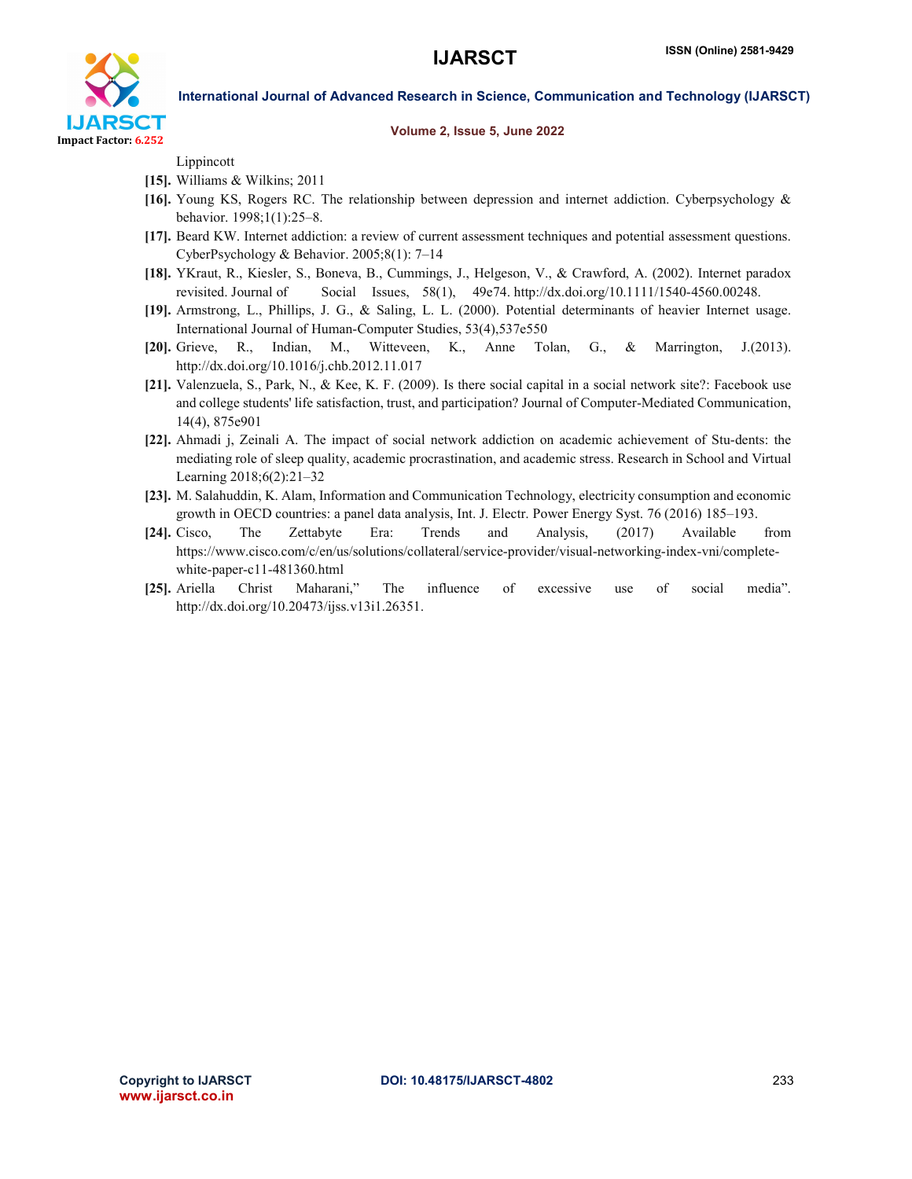Lippincott

[15]. Williams & Wilkins; 2011

[16]. Young KS, Rogers RC. The relationship between depression and internet addiction. Cyberpsychology & behavior. 1998;1(1):25–8.

[17]. Beard KW. Internet addiction: a review of current assessment techniques and potential assessment questions. CyberPsychology & Behavior. 2005;8(1): 7–14

[18]. YKraut, R., Kiesler, S., Boneva, B., Cummings, J., Helgeson, V., & Crawford, A. (2002). Internet paradox revisited. Journal of Social Issues, 58(1), 49e74. http://dx.doi.org/10.1111/1540-4560.00248.

[19]. Armstrong, L., Phillips, J. G., & Saling, L. L. (2000). Potential determinants of heavier Internet usage. International Journal of Human-Computer Studies, 53(4),537e550

[20]. Grieve, R., Indian, M., Witteveen, K., Anne Tolan, G., & Marrington, J.(2013). http://dx.doi.org/10.1016/j.chb.2012.11.017

[21]. Valenzuela, S., Park, N., & Kee, K. F. (2009). Is there social capital in a social network site?: Facebook use and college students' life satisfaction, trust, and participation? Journal of Computer-Mediated Communication, 14(4), 875e901

[22]. Ahmadi j, Zeinali A. The impact of social network addiction on academic achievement of Stu-dents: the mediating role of sleep quality, academic procrastination, and academic stress. Research in School and Virtual Learning 2018;6(2):21–32

[23]. M. Salahuddin, K. Alam, Information and Communication Technology, electricity consumption and economic growth in OECD countries: a panel data analysis, Int. J. Electr. Power Energy Syst. 76 (2016) 185–193.

[24]. Cisco, The Zettabyte Era: Trends and Analysis, (2017) Available from https://www.cisco.com/c/en/us/solutions/collateral/service-provider/visual-networking-index-vni/complete-white-paper-c11-481360.html

[25]. Ariella Christ Maharani," The influence of excessive use of social media". http://dx.doi.org/10.20473/ijss.v13i1.26351.